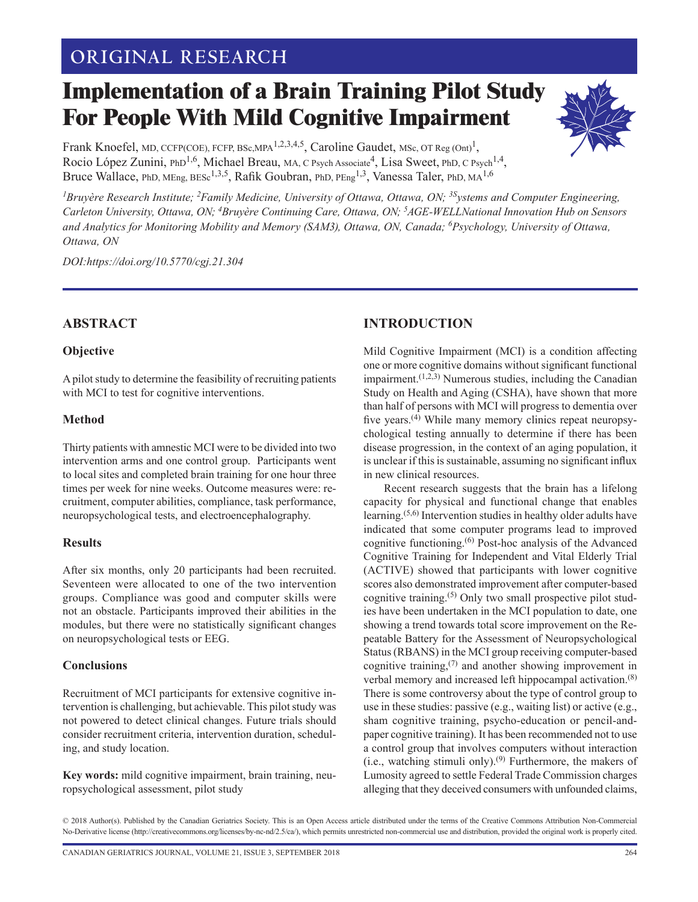ORIGINAL RESEARCH

# Implementation of a Brain Training Pilot Study For People With Mild Cognitive Impairment

Frank Knoefel, MD, CCFP(COE), FCFP, BSc,MPA[1,2,3,4,5], Caroline Gaudet, MSc, OT Reg (Ont)[1], Rocio López Zunini, PhD[1,6], Michael Breau, MA, C Psych Associate[4], Lisa Sweet, PhD, C Psych[1,4], Bruce Wallace, PhD, MEng, BESc[1,3,5], Rafik Goubran, PhD, PEng[1,3], Vanessa Taler, PhD, MA[1,6]

*[1]Bruyère Research Institute; [2]Family Medicine, University of Ottawa, Ottawa, ON; [3]Systems and Computer Engineering, Carleton University, Ottawa, ON; [4]Bruyère Continuing Care, Ottawa, ON; [5]AGE-WELLNational Innovation Hub on Sensors and Analytics for Monitoring Mobility and Memory (SAM3), Ottawa, ON, Canada; [6]Psychology, University of Ottawa, Ottawa, ON*

*DOI:https://doi.org/10.5770/cgj.21.304*

## ABSTRACT

### Objective

A pilot study to determine the feasibility of recruiting patients with MCI to test for cognitive interventions.

### Method

Thirty patients with amnestic MCI were to be divided into two intervention arms and one control group. Participants went to local sites and completed brain training for one hour three times per week for nine weeks. Outcome measures were: recruitment, computer abilities, compliance, task performance, neuropsychological tests, and electroencephalography.

### Results

After six months, only 20 participants had been recruited. Seventeen were allocated to one of the two intervention groups. Compliance was good and computer skills were not an obstacle. Participants improved their abilities in the modules, but there were no statistically significant changes on neuropsychological tests or EEG.

### Conclusions

Recruitment of MCI participants for extensive cognitive intervention is challenging, but achievable. This pilot study was not powered to detect clinical changes. Future trials should consider recruitment criteria, intervention duration, scheduling, and study location.

**Key words:** mild cognitive impairment, brain training, neuropsychological assessment, pilot study

## INTRODUCTION

Mild Cognitive Impairment (MCI) is a condition affecting one or more cognitive domains without significant functional impairment.[1,2,3] Numerous studies, including the Canadian Study on Health and Aging (CSHA), have shown that more than half of persons with MCI will progress to dementia over five years.[4] While many memory clinics repeat neuropsychological testing annually to determine if there has been disease progression, in the context of an aging population, it is unclear if this is sustainable, assuming no significant influx in new clinical resources.

Recent research suggests that the brain has a lifelong capacity for physical and functional change that enables learning.[5,6] Intervention studies in healthy older adults have indicated that some computer programs lead to improved cognitive functioning.[6] Post-hoc analysis of the Advanced Cognitive Training for Independent and Vital Elderly Trial (ACTIVE) showed that participants with lower cognitive scores also demonstrated improvement after computer-based cognitive training.[5] Only two small prospective pilot studies have been undertaken in the MCI population to date, one showing a trend towards total score improvement on the Repeatable Battery for the Assessment of Neuropsychological Status (RBANS) in the MCI group receiving computer-based cognitive training,[7] and another showing improvement in verbal memory and increased left hippocampal activation.[8] There is some controversy about the type of control group to use in these studies: passive (e.g., waiting list) or active (e.g., sham cognitive training, psycho-education or pencil-and-paper cognitive training). It has been recommended not to use a control group that involves computers without interaction (i.e., watching stimuli only).[9] Furthermore, the makers of Lumosity agreed to settle Federal Trade Commission charges alleging that they deceived consumers with unfounded claims,

© 2018 Author(s). Published by the Canadian Geriatrics Society. This is an Open Access article distributed under the terms of the Creative Commons Attribution Non-Commercial No-Derivative license (http://creativecommons.org/licenses/by-nc-nd/2.5/ca/), which permits unrestricted non-commercial use and distribution, provided the original work is properly cited.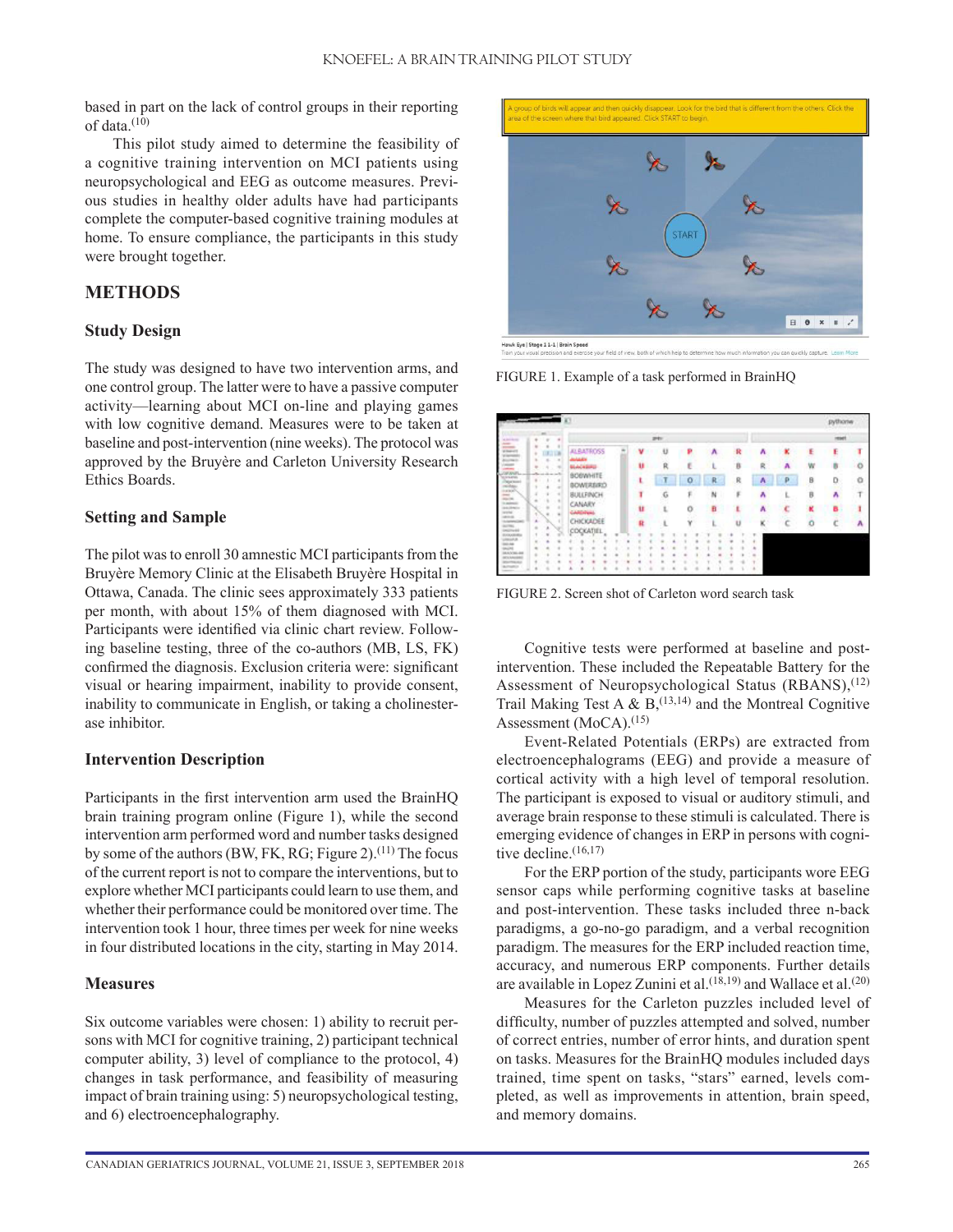based in part on the lack of control groups in their reporting of data.[10]

This pilot study aimed to determine the feasibility of a cognitive training intervention on MCI patients using neuropsychological and EEG as outcome measures. Previous studies in healthy older adults have had participants complete the computer-based cognitive training modules at home. To ensure compliance, the participants in this study were brought together.

## METHODS

### Study Design

The study was designed to have two intervention arms, and one control group. The latter were to have a passive computer activity—learning about MCI on-line and playing games with low cognitive demand. Measures were to be taken at baseline and post-intervention (nine weeks). The protocol was approved by the Bruyère and Carleton University Research Ethics Boards.

### Setting and Sample

The pilot was to enroll 30 amnestic MCI participants from the Bruyère Memory Clinic at the Elisabeth Bruyère Hospital in Ottawa, Canada. The clinic sees approximately 333 patients per month, with about 15% of them diagnosed with MCI. Participants were identified via clinic chart review. Following baseline testing, three of the co-authors (MB, LS, FK) confirmed the diagnosis. Exclusion criteria were: significant visual or hearing impairment, inability to provide consent, inability to communicate in English, or taking a cholinesterase inhibitor.

### Intervention Description

Participants in the first intervention arm used the BrainHQ brain training program online (Figure 1), while the second intervention arm performed word and number tasks designed by some of the authors (BW, FK, RG; Figure 2).[11] The focus of the current report is not to compare the interventions, but to explore whether MCI participants could learn to use them, and whether their performance could be monitored over time. The intervention took 1 hour, three times per week for nine weeks in four distributed locations in the city, starting in May 2014.

### Measures

Six outcome variables were chosen: 1) ability to recruit persons with MCI for cognitive training, 2) participant technical computer ability, 3) level of compliance to the protocol, 4) changes in task performance, and feasibility of measuring impact of brain training using: 5) neuropsychological testing, and 6) electroencephalography.

FIGURE 1. Example of a task performed in BrainHQ

FIGURE 2. Screen shot of Carleton word search task

Cognitive tests were performed at baseline and post-intervention. These included the Repeatable Battery for the Assessment of Neuropsychological Status (RBANS),[12] Trail Making Test A & B,[13,14] and the Montreal Cognitive Assessment (MoCA).[15]

Event-Related Potentials (ERPs) are extracted from electroencephalograms (EEG) and provide a measure of cortical activity with a high level of temporal resolution. The participant is exposed to visual or auditory stimuli, and average brain response to these stimuli is calculated. There is emerging evidence of changes in ERP in persons with cognitive decline.[16,17]

For the ERP portion of the study, participants wore EEG sensor caps while performing cognitive tasks at baseline and post-intervention. These tasks included three n-back paradigms, a go-no-go paradigm, and a verbal recognition paradigm. The measures for the ERP included reaction time, accuracy, and numerous ERP components. Further details are available in Lopez Zunini et al.[18,19] and Wallace et al.[20]

Measures for the Carleton puzzles included level of difficulty, number of puzzles attempted and solved, number of correct entries, number of error hints, and duration spent on tasks. Measures for the BrainHQ modules included days trained, time spent on tasks, "stars" earned, levels completed, as well as improvements in attention, brain speed, and memory domains.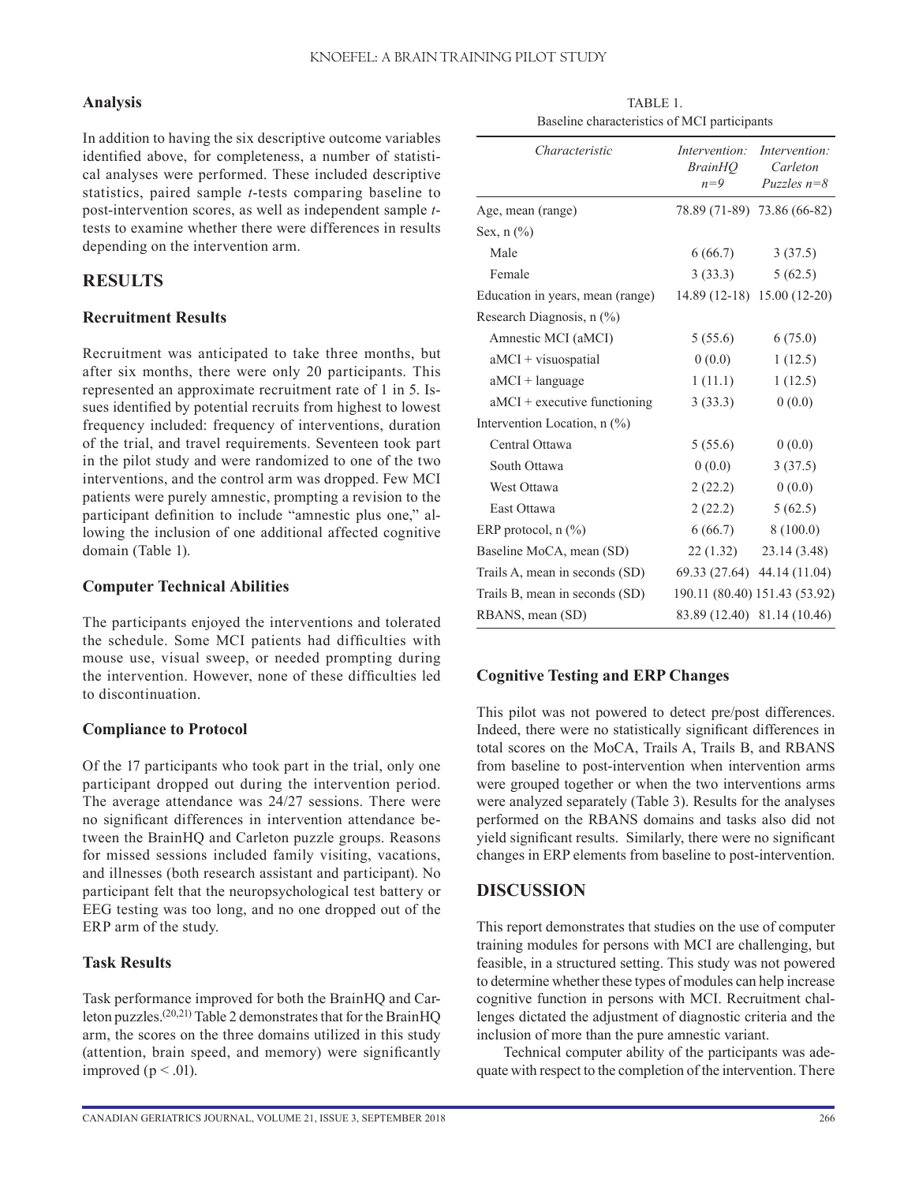### Analysis

In addition to having the six descriptive outcome variables identified above, for completeness, a number of statistical analyses were performed. These included descriptive statistics, paired sample *t*-tests comparing baseline to post-intervention scores, as well as independent sample *t*-tests to examine whether there were differences in results depending on the intervention arm.

## RESULTS

### Recruitment Results

Recruitment was anticipated to take three months, but after six months, there were only 20 participants. This represented an approximate recruitment rate of 1 in 5. Issues identified by potential recruits from highest to lowest frequency included: frequency of interventions, duration of the trial, and travel requirements. Seventeen took part in the pilot study and were randomized to one of the two interventions, and the control arm was dropped. Few MCI patients were purely amnestic, prompting a revision to the participant definition to include "amnestic plus one," allowing the inclusion of one additional affected cognitive domain (Table 1).

### Computer Technical Abilities

The participants enjoyed the interventions and tolerated the schedule. Some MCI patients had difficulties with mouse use, visual sweep, or needed prompting during the intervention. However, none of these difficulties led to discontinuation.

### Compliance to Protocol

Of the 17 participants who took part in the trial, only one participant dropped out during the intervention period. The average attendance was 24/27 sessions. There were no significant differences in intervention attendance between the BrainHQ and Carleton puzzle groups. Reasons for missed sessions included family visiting, vacations, and illnesses (both research assistant and participant). No participant felt that the neuropsychological test battery or EEG testing was too long, and no one dropped out of the ERP arm of the study.

### Task Results

Task performance improved for both the BrainHQ and Carleton puzzles.[20,21] Table 2 demonstrates that for the BrainHQ arm, the scores on the three domains utilized in this study (attention, brain speed, and memory) were significantly improved ($p < .01$).

TABLE 1.
Baseline characteristics of MCI participants

| *Characteristic* | *Intervention: BrainHQ n=9* | *Intervention: Carleton Puzzles n=8* |
|---|---|---|
| Age, mean (range) | 78.89 (71-89) | 73.86 (66-82) |
| Sex, n (%) | | |
| Male | 6 (66.7) | 3 (37.5) |
| Female | 3 (33.3) | 5 (62.5) |
| Education in years, mean (range) | 14.89 (12-18) | 15.00 (12-20) |
| Research Diagnosis, n (%) | | |
| Amnestic MCI (aMCI) | 5 (55.6) | 6 (75.0) |
| aMCI + visuospatial | 0 (0.0) | 1 (12.5) |
| aMCI + language | 1 (11.1) | 1 (12.5) |
| aMCI + executive functioning | 3 (33.3) | 0 (0.0) |
| Intervention Location, n (%) | | |
| Central Ottawa | 5 (55.6) | 0 (0.0) |
| South Ottawa | 0 (0.0) | 3 (37.5) |
| West Ottawa | 2 (22.2) | 0 (0.0) |
| East Ottawa | 2 (22.2) | 5 (62.5) |
| ERP protocol, n (%) | 6 (66.7) | 8 (100.0) |
| Baseline MoCA, mean (SD) | 22 (1.32) | 23.14 (3.48) |
| Trails A, mean in seconds (SD) | 69.33 (27.64) | 44.14 (11.04) |
| Trails B, mean in seconds (SD) | 190.11 (80.40) | 151.43 (53.92) |
| RBANS, mean (SD) | 83.89 (12.40) | 81.14 (10.46) |

### Cognitive Testing and ERP Changes

This pilot was not powered to detect pre/post differences. Indeed, there were no statistically significant differences in total scores on the MoCA, Trails A, Trails B, and RBANS from baseline to post-intervention when intervention arms were grouped together or when the two interventions arms were analyzed separately (Table 3). Results for the analyses performed on the RBANS domains and tasks also did not yield significant results. Similarly, there were no significant changes in ERP elements from baseline to post-intervention.

## DISCUSSION

This report demonstrates that studies on the use of computer training modules for persons with MCI are challenging, but feasible, in a structured setting. This study was not powered to determine whether these types of modules can help increase cognitive function in persons with MCI. Recruitment challenges dictated the adjustment of diagnostic criteria and the inclusion of more than the pure amnestic variant.

Technical computer ability of the participants was adequate with respect to the completion of the intervention. There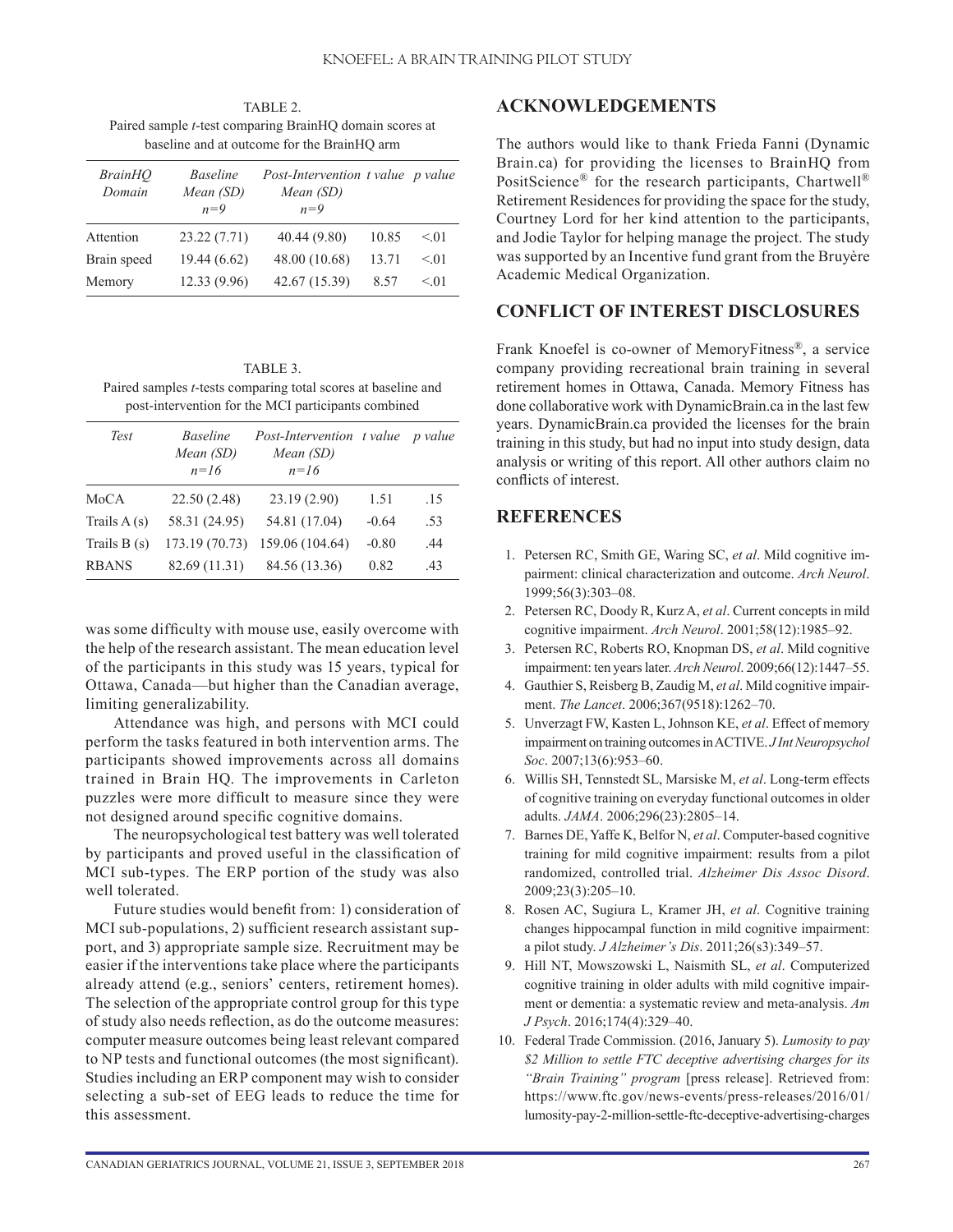TABLE 2.
Paired sample *t*-test comparing BrainHQ domain scores at baseline and at outcome for the BrainHQ arm

| *BrainHQ Domain* | *Baseline Mean (SD) n=9* | *Post-Intervention Mean (SD) n=9* | *t value* | *p value* |
|---|---|---|---|---|
| Attention | 23.22 (7.71) | 40.44 (9.80) | 10.85 | <.01 |
| Brain speed | 19.44 (6.62) | 48.00 (10.68) | 13.71 | <.01 |
| Memory | 12.33 (9.96) | 42.67 (15.39) | 8.57 | <.01 |

TABLE 3.
Paired samples *t*-tests comparing total scores at baseline and post-intervention for the MCI participants combined

| *Test* | *Baseline Mean (SD) n=16* | *Post-Intervention Mean (SD) n=16* | *t value* | *p value* |
|---|---|---|---|---|
| MoCA | 22.50 (2.48) | 23.19 (2.90) | 1.51 | .15 |
| Trails A (s) | 58.31 (24.95) | 54.81 (17.04) | -0.64 | .53 |
| Trails B (s) | 173.19 (70.73) | 159.06 (104.64) | -0.80 | .44 |
| RBANS | 82.69 (11.31) | 84.56 (13.36) | 0.82 | .43 |

was some difficulty with mouse use, easily overcome with the help of the research assistant. The mean education level of the participants in this study was 15 years, typical for Ottawa, Canada—but higher than the Canadian average, limiting generalizability.

Attendance was high, and persons with MCI could perform the tasks featured in both intervention arms. The participants showed improvements across all domains trained in Brain HQ. The improvements in Carleton puzzles were more difficult to measure since they were not designed around specific cognitive domains.

The neuropsychological test battery was well tolerated by participants and proved useful in the classification of MCI sub-types. The ERP portion of the study was also well tolerated.

Future studies would benefit from: 1) consideration of MCI sub-populations, 2) sufficient research assistant support, and 3) appropriate sample size. Recruitment may be easier if the interventions take place where the participants already attend (e.g., seniors' centers, retirement homes). The selection of the appropriate control group for this type of study also needs reflection, as do the outcome measures: computer measure outcomes being least relevant compared to NP tests and functional outcomes (the most significant). Studies including an ERP component may wish to consider selecting a sub-set of EEG leads to reduce the time for this assessment.

## ACKNOWLEDGEMENTS

The authors would like to thank Frieda Fanni (Dynamic Brain.ca) for providing the licenses to BrainHQ from PositScience® for the research participants, Chartwell® Retirement Residences for providing the space for the study, Courtney Lord for her kind attention to the participants, and Jodie Taylor for helping manage the project. The study was supported by an Incentive fund grant from the Bruyère Academic Medical Organization.

## CONFLICT OF INTEREST DISCLOSURES

Frank Knoefel is co-owner of MemoryFitness®, a service company providing recreational brain training in several retirement homes in Ottawa, Canada. Memory Fitness has done collaborative work with DynamicBrain.ca in the last few years. DynamicBrain.ca provided the licenses for the brain training in this study, but had no input into study design, data analysis or writing of this report. All other authors claim no conflicts of interest.

## REFERENCES

1. Petersen RC, Smith GE, Waring SC, *et al*. Mild cognitive impairment: clinical characterization and outcome. *Arch Neurol*. 1999;56(3):303–08.
2. Petersen RC, Doody R, Kurz A, *et al*. Current concepts in mild cognitive impairment. *Arch Neurol*. 2001;58(12):1985–92.
3. Petersen RC, Roberts RO, Knopman DS, *et al*. Mild cognitive impairment: ten years later. *Arch Neurol*. 2009;66(12):1447–55.
4. Gauthier S, Reisberg B, Zaudig M, *et al*. Mild cognitive impairment. *The Lancet*. 2006;367(9518):1262–70.
5. Unverzagt FW, Kasten L, Johnson KE, *et al*. Effect of memory impairment on training outcomes in ACTIVE. *J Int Neuropsychol Soc*. 2007;13(6):953–60.
6. Willis SH, Tennstedt SL, Marsiske M, *et al*. Long-term effects of cognitive training on everyday functional outcomes in older adults. *JAMA*. 2006;296(23):2805–14.
7. Barnes DE, Yaffe K, Belfor N, *et al*. Computer-based cognitive training for mild cognitive impairment: results from a pilot randomized, controlled trial. *Alzheimer Dis Assoc Disord*. 2009;23(3):205–10.
8. Rosen AC, Sugiura L, Kramer JH, *et al*. Cognitive training changes hippocampal function in mild cognitive impairment: a pilot study. *J Alzheimer's Dis*. 2011;26(s3):349–57.
9. Hill NT, Mowszowski L, Naismith SL, *et al*. Computerized cognitive training in older adults with mild cognitive impairment or dementia: a systematic review and meta-analysis. *Am J Psych*. 2016;174(4):329–40.
10. Federal Trade Commission. (2016, January 5). *Lumosity to pay $2 Million to settle FTC deceptive advertising charges for its "Brain Training" program* [press release]. Retrieved from: https://www.ftc.gov/news-events/press-releases/2016/01/lumosity-pay-2-million-settle-ftc-deceptive-advertising-charges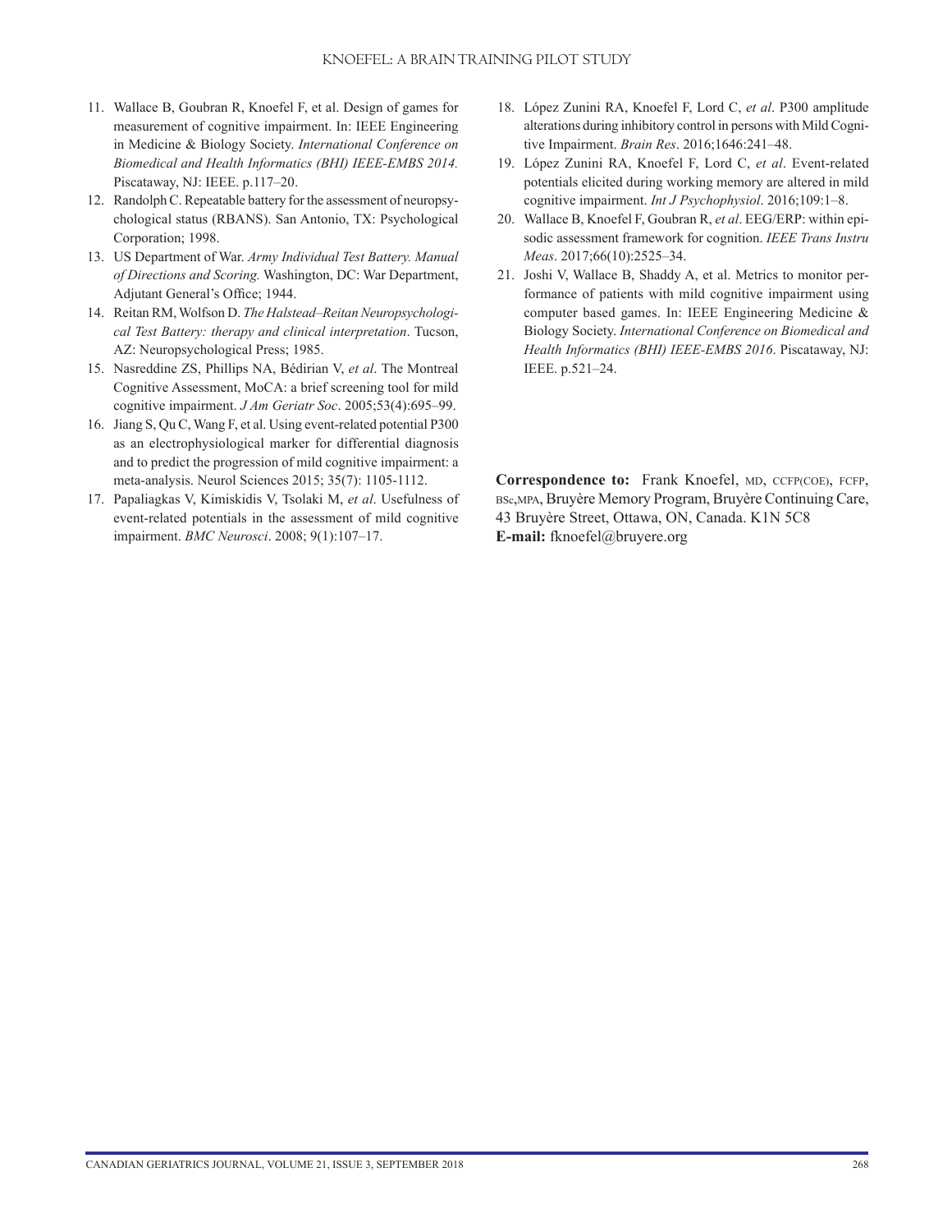11. Wallace B, Goubran R, Knoefel F, et al. Design of games for measurement of cognitive impairment. In: IEEE Engineering in Medicine & Biology Society. *International Conference on Biomedical and Health Informatics (BHI) IEEE-EMBS 2014.* Piscataway, NJ: IEEE. p.117–20.
12. Randolph C. Repeatable battery for the assessment of neuropsychological status (RBANS). San Antonio, TX: Psychological Corporation; 1998.
13. US Department of War. *Army Individual Test Battery. Manual of Directions and Scoring.* Washington, DC: War Department, Adjutant General's Office; 1944.
14. Reitan RM, Wolfson D. *The Halstead–Reitan Neuropsychological Test Battery: therapy and clinical interpretation*. Tucson, AZ: Neuropsychological Press; 1985.
15. Nasreddine ZS, Phillips NA, Bédirian V, *et al*. The Montreal Cognitive Assessment, MoCA: a brief screening tool for mild cognitive impairment. *J Am Geriatr Soc*. 2005;53(4):695–99.
16. Jiang S, Qu C, Wang F, et al. Using event-related potential P300 as an electrophysiological marker for differential diagnosis and to predict the progression of mild cognitive impairment: a meta-analysis. Neurol Sciences 2015; 35(7): 1105-1112.
17. Papaliagkas V, Kimiskidis V, Tsolaki M, *et al*. Usefulness of event-related potentials in the assessment of mild cognitive impairment. *BMC Neurosci*. 2008; 9(1):107–17.
18. López Zunini RA, Knoefel F, Lord C, *et al*. P300 amplitude alterations during inhibitory control in persons with Mild Cognitive Impairment. *Brain Res*. 2016;1646:241–48.
19. López Zunini RA, Knoefel F, Lord C, *et al*. Event-related potentials elicited during working memory are altered in mild cognitive impairment. *Int J Psychophysiol*. 2016;109:1–8.
20. Wallace B, Knoefel F, Goubran R, *et al*. EEG/ERP: within episodic assessment framework for cognition. *IEEE Trans Instru Meas*. 2017;66(10):2525–34.
21. Joshi V, Wallace B, Shaddy A, et al. Metrics to monitor performance of patients with mild cognitive impairment using computer based games. In: IEEE Engineering Medicine & Biology Society. *International Conference on Biomedical and Health Informatics (BHI) IEEE-EMBS 2016*. Piscataway, NJ: IEEE. p.521–24.

**Correspondence to:** Frank Knoefel, MD, CCFP(COE), FCFP, BSc,MPA, Bruyère Memory Program, Bruyère Continuing Care, 43 Bruyère Street, Ottawa, ON, Canada. K1N 5C8
**E-mail:** fknoefel@bruyere.org